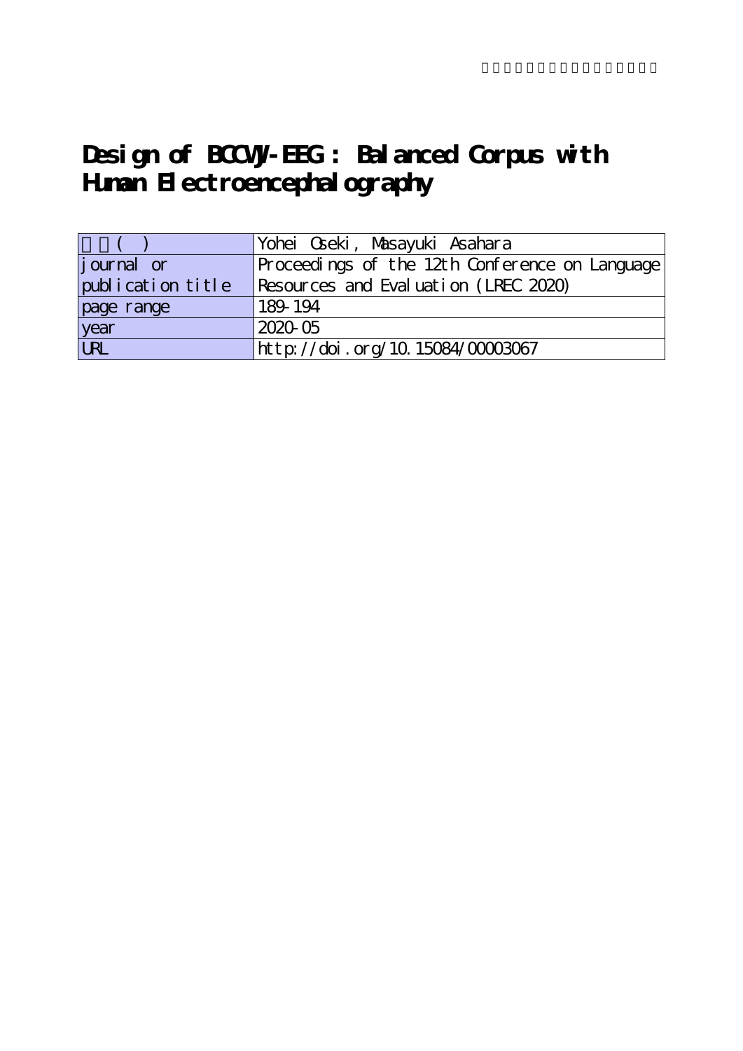# Design of BCCWJ-EEG : Balanced Corpus with Human Electroencephalography

| ( ) | Yohei Oseki, Masayuki Asahara |
|---|---|
| journal or publication title | Proceedings of the 12th Conference on Language Resources and Evaluation (LREC 2020) |
| page range | 189-194 |
| year | 2020-05 |
| URL | http://doi.org/10.15084/00003067 |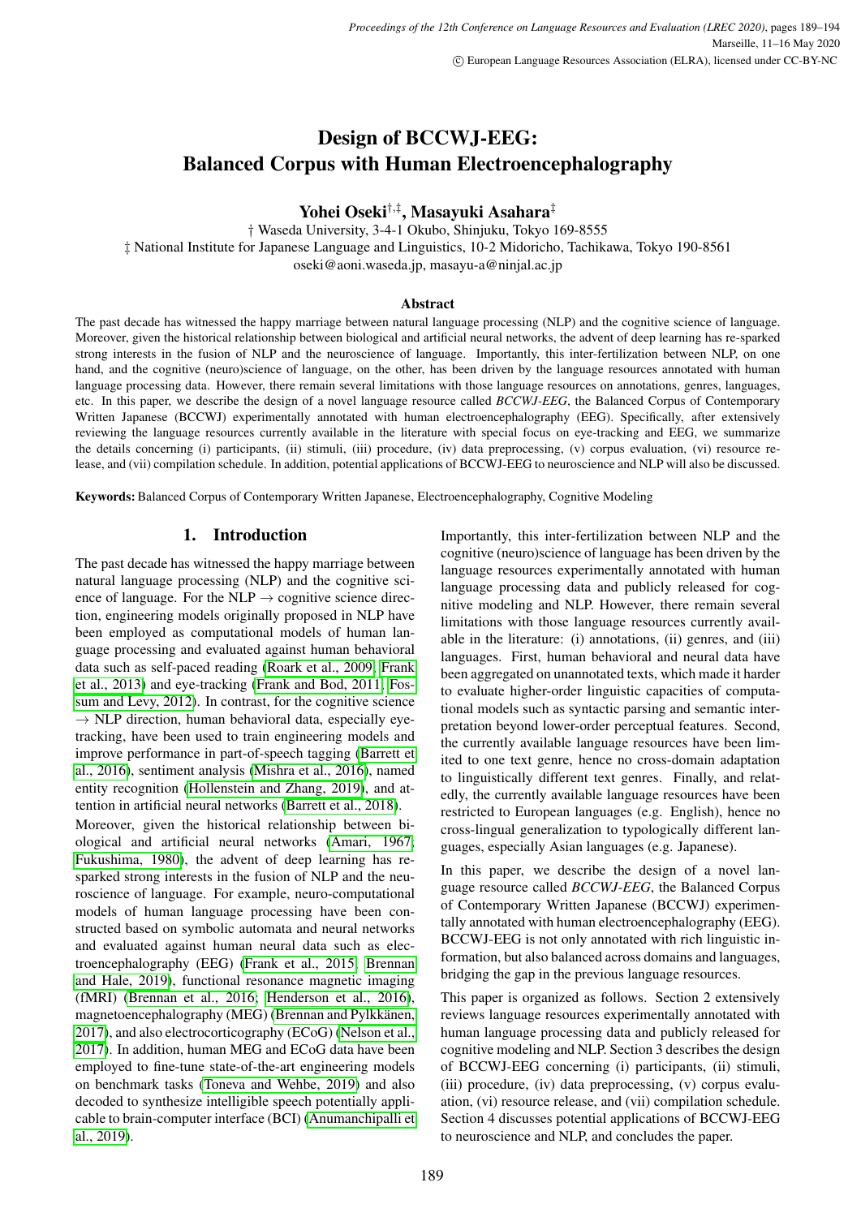# Design of BCCWJ-EEG: Balanced Corpus with Human Electroencephalography

**Yohei Oseki[†,‡], Masayuki Asahara[‡]**

† Waseda University, 3-4-1 Okubo, Shinjuku, Tokyo 169-8555
‡ National Institute for Japanese Language and Linguistics, 10-2 Midoricho, Tachikawa, Tokyo 190-8561
oseki@aoni.waseda.jp, masayu-a@ninjal.ac.jp

## Abstract

The past decade has witnessed the happy marriage between natural language processing (NLP) and the cognitive science of language. Moreover, given the historical relationship between biological and artificial neural networks, the advent of deep learning has re-sparked strong interests in the fusion of NLP and the neuroscience of language. Importantly, this inter-fertilization between NLP, on one hand, and the cognitive (neuro)science of language, on the other, has been driven by the language resources annotated with human language processing data. However, there remain several limitations with those language resources on annotations, genres, languages, etc. In this paper, we describe the design of a novel language resource called *BCCWJ-EEG*, the Balanced Corpus of Contemporary Written Japanese (BCCWJ) experimentally annotated with human electroencephalography (EEG). Specifically, after extensively reviewing the language resources currently available in the literature with special focus on eye-tracking and EEG, we summarize the details concerning (i) participants, (ii) stimuli, (iii) procedure, (iv) data preprocessing, (v) corpus evaluation, (vi) resource release, and (vii) compilation schedule. In addition, potential applications of BCCWJ-EEG to neuroscience and NLP will also be discussed.

**Keywords:** Balanced Corpus of Contemporary Written Japanese, Electroencephalography, Cognitive Modeling

## 1. Introduction

The past decade has witnessed the happy marriage between natural language processing (NLP) and the cognitive science of language. For the NLP → cognitive science direction, engineering models originally proposed in NLP have been employed as computational models of human language processing and evaluated against human behavioral data such as self-paced reading (Roark et al., 2009; Frank et al., 2013) and eye-tracking (Frank and Bod, 2011; Fossum and Levy, 2012). In contrast, for the cognitive science → NLP direction, human behavioral data, especially eye-tracking, have been used to train engineering models and improve performance in part-of-speech tagging (Barrett et al., 2016), sentiment analysis (Mishra et al., 2016), named entity recognition (Hollenstein and Zhang, 2019), and attention in artificial neural networks (Barrett et al., 2018).

Moreover, given the historical relationship between biological and artificial neural networks (Amari, 1967; Fukushima, 1980), the advent of deep learning has re-sparked strong interests in the fusion of NLP and the neuroscience of language. For example, neuro-computational models of human language processing have been constructed based on symbolic automata and neural networks and evaluated against human neural data such as electroencephalography (EEG) (Frank et al., 2015; Brennan and Hale, 2019), functional resonance magnetic imaging (fMRI) (Brennan et al., 2016; Henderson et al., 2016), magnetoencephalography (MEG) (Brennan and Pylkkänen, 2017), and also electrocorticography (ECoG) (Nelson et al., 2017). In addition, human MEG and ECoG data have been employed to fine-tune state-of-the-art engineering models on benchmark tasks (Toneva and Wehbe, 2019) and also decoded to synthesize intelligible speech potentially applicable to brain-computer interface (BCI) (Anumanchipalli et al., 2019).

Importantly, this inter-fertilization between NLP and the cognitive (neuro)science of language has been driven by the language resources experimentally annotated with human language processing data and publicly released for cognitive modeling and NLP. However, there remain several limitations with those language resources currently available in the literature: (i) annotations, (ii) genres, and (iii) languages. First, human behavioral and neural data have been aggregated on unannotated texts, which made it harder to evaluate higher-order linguistic capacities of computational models such as syntactic parsing and semantic interpretation beyond lower-order perceptual features. Second, the currently available language resources have been limited to one text genre, hence no cross-domain adaptation to linguistically different text genres. Finally, and relatedly, the currently available language resources have been restricted to European languages (e.g. English), hence no cross-lingual generalization to typologically different languages, especially Asian languages (e.g. Japanese).

In this paper, we describe the design of a novel language resource called *BCCWJ-EEG*, the Balanced Corpus of Contemporary Written Japanese (BCCWJ) experimentally annotated with human electroencephalography (EEG). BCCWJ-EEG is not only annotated with rich linguistic information, but also balanced across domains and languages, bridging the gap in the previous language resources.

This paper is organized as follows. Section 2 extensively reviews language resources experimentally annotated with human language processing data and publicly released for cognitive modeling and NLP. Section 3 describes the design of BCCWJ-EEG concerning (i) participants, (ii) stimuli, (iii) procedure, (iv) data preprocessing, (v) corpus evaluation, (vi) resource release, and (vii) compilation schedule. Section 4 discusses potential applications of BCCWJ-EEG to neuroscience and NLP, and concludes the paper.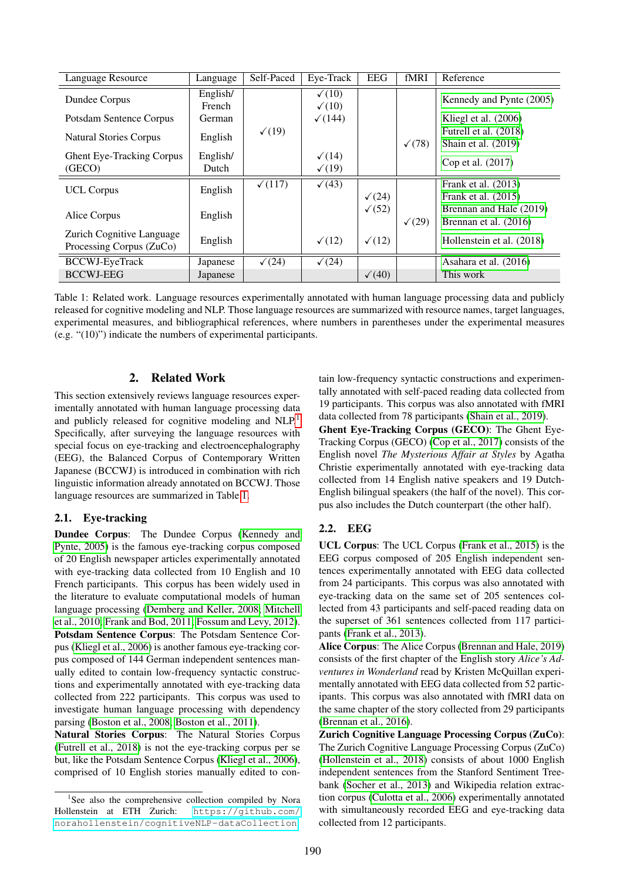| Language Resource | Language | Self-Paced | Eye-Track | EEG | fMRI | Reference |
|---|---|---|---|---|---|---|
| Dundee Corpus | English/ French | | ✓(10) ✓(10) | | | Kennedy and Pynte (2005) |
| Potsdam Sentence Corpus | German | | ✓(144) | | | Kliegl et al. (2006) |
| Natural Stories Corpus | English | ✓(19) | | | ✓(78) | Futrell et al. (2018) Shain et al. (2019) |
| Ghent Eye-Tracking Corpus (GECO) | English/ Dutch | | ✓(14) ✓(19) | | | Cop et al. (2017) |
| UCL Corpus | English | ✓(117) | ✓(43) | ✓(24) | | Frank et al. (2013) Frank et al. (2015) |
| Alice Corpus | English | | | ✓(52) | ✓(29) | Brennan and Hale (2019) Brennan et al. (2016) |
| Zurich Cognitive Language Processing Corpus (ZuCo) | English | | ✓(12) | ✓(12) | | Hollenstein et al. (2018) |
| BCCWJ-EyeTrack | Japanese | ✓(24) | ✓(24) | | | Asahara et al. (2016) |
| BCCWJ-EEG | Japanese | | | ✓(40) | | This work |

Table 1: Related work. Language resources experimentally annotated with human language processing data and publicly released for cognitive modeling and NLP. Those language resources are summarized with resource names, target languages, experimental measures, and bibliographical references, where numbers in parentheses under the experimental measures (e.g. "(10)") indicate the numbers of experimental participants.

## 2. Related Work

This section extensively reviews language resources experimentally annotated with human language processing data and publicly released for cognitive modeling and NLP.[1] Specifically, after surveying the language resources with special focus on eye-tracking and electroencephalography (EEG), the Balanced Corpus of Contemporary Written Japanese (BCCWJ) is introduced in combination with rich linguistic information already annotated on BCCWJ. Those language resources are summarized in Table 1.

### 2.1. Eye-tracking

**Dundee Corpus**: The Dundee Corpus (Kennedy and Pynte, 2005) is the famous eye-tracking corpus composed of 20 English newspaper articles experimentally annotated with eye-tracking data collected from 10 English and 10 French participants. This corpus has been widely used in the literature to evaluate computational models of human language processing (Demberg and Keller, 2008; Mitchell et al., 2010; Frank and Bod, 2011; Fossum and Levy, 2012).

**Potsdam Sentence Corpus**: The Potsdam Sentence Corpus (Kliegl et al., 2006) is another famous eye-tracking corpus composed of 144 German independent sentences manually edited to contain low-frequency syntactic constructions and experimentally annotated with eye-tracking data collected from 222 participants. This corpus was used to investigate human language processing with dependency parsing (Boston et al., 2008; Boston et al., 2011).

**Natural Stories Corpus**: The Natural Stories Corpus (Futrell et al., 2018) is not the eye-tracking corpus per se but, like the Potsdam Sentence Corpus (Kliegl et al., 2006), comprised of 10 English stories manually edited to contain low-frequency syntactic constructions and experimentally annotated with self-paced reading data collected from 19 participants. This corpus was also annotated with fMRI data collected from 78 participants (Shain et al., 2019).

**Ghent Eye-Tracking Corpus (GECO)**: The Ghent Eye-Tracking Corpus (GECO) (Cop et al., 2017) consists of the English novel *The Mysterious Affair at Styles* by Agatha Christie experimentally annotated with eye-tracking data collected from 14 English native speakers and 19 Dutch-English bilingual speakers (the half of the novel). This corpus also includes the Dutch counterpart (the other half).

### 2.2. EEG

**UCL Corpus**: The UCL Corpus (Frank et al., 2015) is the EEG corpus composed of 205 English independent sentences experimentally annotated with EEG data collected from 24 participants. This corpus was also annotated with eye-tracking data on the same set of 205 sentences collected from 43 participants and self-paced reading data on the superset of 361 sentences collected from 117 participants (Frank et al., 2013).

**Alice Corpus**: The Alice Corpus (Brennan and Hale, 2019) consists of the first chapter of the English story *Alice's Adventures in Wonderland* read by Kristen McQuillan experimentally annotated with EEG data collected from 52 participants. This corpus was also annotated with fMRI data on the same chapter of the story collected from 29 participants (Brennan et al., 2016).

**Zurich Cognitive Language Processing Corpus (ZuCo)**: The Zurich Cognitive Language Processing Corpus (ZuCo) (Hollenstein et al., 2018) consists of about 1000 English independent sentences from the Stanford Sentiment Treebank (Socher et al., 2013) and Wikipedia relation extraction corpus (Culotta et al., 2006) experimentally annotated with simultaneously recorded EEG and eye-tracking data collected from 12 participants.

[1] See also the comprehensive collection compiled by Nora Hollenstein at ETH Zurich: https://github.com/norahollenstein/cognitiveNLP-dataCollection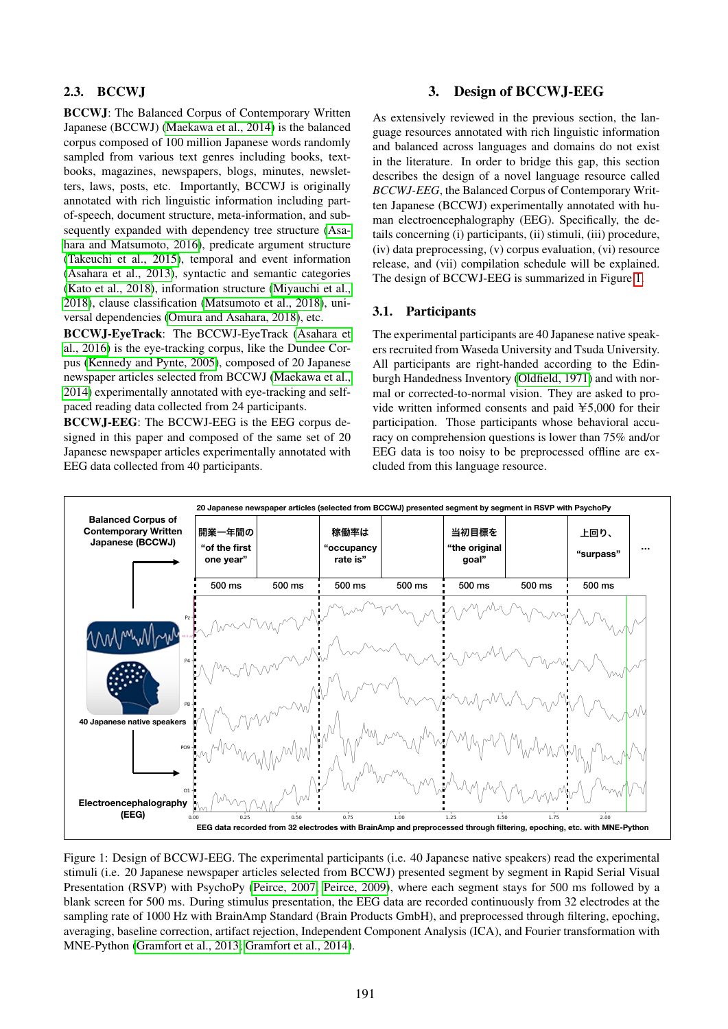### 2.3. BCCWJ

**BCCWJ**: The Balanced Corpus of Contemporary Written Japanese (BCCWJ) (Maekawa et al., 2014) is the balanced corpus composed of 100 million Japanese words randomly sampled from various text genres including books, textbooks, magazines, newspapers, blogs, minutes, newsletters, laws, posts, etc. Importantly, BCCWJ is originally annotated with rich linguistic information including part-of-speech, document structure, meta-information, and subsequently expanded with dependency tree structure (Asahara and Matsumoto, 2016), predicate argument structure (Takeuchi et al., 2015), temporal and event information (Asahara et al., 2013), syntactic and semantic categories (Kato et al., 2018), information structure (Miyauchi et al., 2018), clause classification (Matsumoto et al., 2018), universal dependencies (Omura and Asahara, 2018), etc.

**BCCWJ-EyeTrack**: The BCCWJ-EyeTrack (Asahara et al., 2016) is the eye-tracking corpus, like the Dundee Corpus (Kennedy and Pynte, 2005), composed of 20 Japanese newspaper articles selected from BCCWJ (Maekawa et al., 2014) experimentally annotated with eye-tracking and self-paced reading data collected from 24 participants.

**BCCWJ-EEG**: The BCCWJ-EEG is the EEG corpus designed in this paper and composed of the same set of 20 Japanese newspaper articles experimentally annotated with EEG data collected from 40 participants.

## 3. Design of BCCWJ-EEG

As extensively reviewed in the previous section, the language resources annotated with rich linguistic information and balanced across languages and domains do not exist in the literature. In order to bridge this gap, this section describes the design of a novel language resource called *BCCWJ-EEG*, the Balanced Corpus of Contemporary Written Japanese (BCCWJ) experimentally annotated with human electroencephalography (EEG). Specifically, the details concerning (i) participants, (ii) stimuli, (iii) procedure, (iv) data preprocessing, (v) corpus evaluation, (vi) resource release, and (vii) compilation schedule will be explained. The design of BCCWJ-EEG is summarized in Figure 1.

### 3.1. Participants

The experimental participants are 40 Japanese native speakers recruited from Waseda University and Tsuda University. All participants are right-handed according to the Edinburgh Handedness Inventory (Oldfield, 1971) and with normal or corrected-to-normal vision. They are asked to provide written informed consents and paid ¥5,000 for their participation. Those participants whose behavioral accuracy on comprehension questions is lower than 75% and/or EEG data is too noisy to be preprocessed offline are excluded from this language resource.

Figure 1: Design of BCCWJ-EEG. The experimental participants (i.e. 40 Japanese native speakers) read the experimental stimuli (i.e. 20 Japanese newspaper articles selected from BCCWJ) presented segment by segment in Rapid Serial Visual Presentation (RSVP) with PsychoPy (Peirce, 2007; Peirce, 2009), where each segment stays for 500 ms followed by a blank screen for 500 ms. During stimulus presentation, the EEG data are recorded continuously from 32 electrodes at the sampling rate of 1000 Hz with BrainAmp Standard (Brain Products GmbH), and preprocessed through filtering, epoching, averaging, baseline correction, artifact rejection, Independent Component Analysis (ICA), and Fourier transformation with MNE-Python (Gramfort et al., 2013; Gramfort et al., 2014).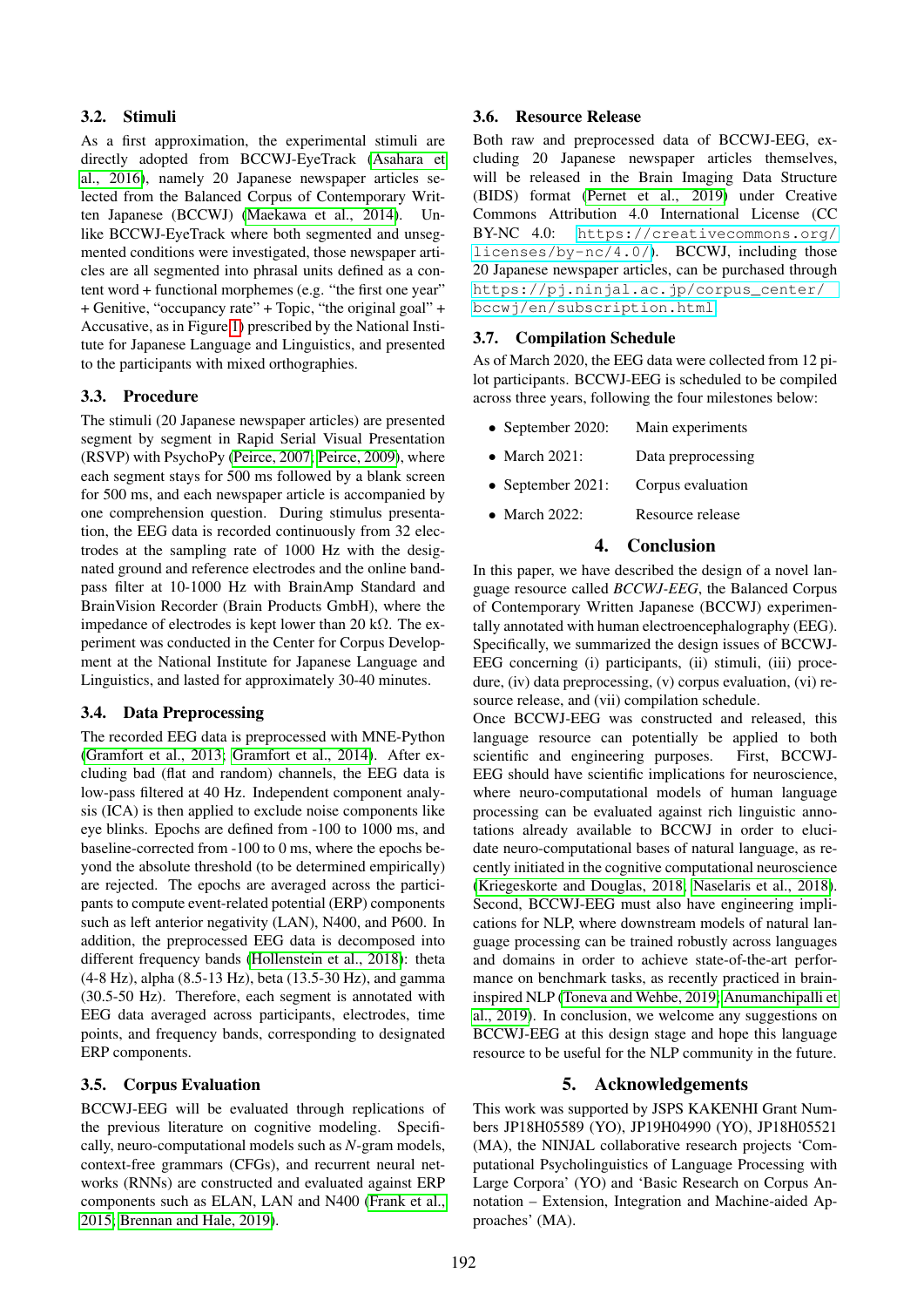### 3.2. Stimuli

As a first approximation, the experimental stimuli are directly adopted from BCCWJ-EyeTrack (Asahara et al., 2016), namely 20 Japanese newspaper articles selected from the Balanced Corpus of Contemporary Written Japanese (BCCWJ) (Maekawa et al., 2014). Unlike BCCWJ-EyeTrack where both segmented and unsegmented conditions were investigated, those newspaper articles are all segmented into phrasal units defined as a content word + functional morphemes (e.g. "the first one year" + Genitive, "occupancy rate" + Topic, "the original goal" + Accusative, as in Figure 1) prescribed by the National Institute for Japanese Language and Linguistics, and presented to the participants with mixed orthographies.

### 3.3. Procedure

The stimuli (20 Japanese newspaper articles) are presented segment by segment in Rapid Serial Visual Presentation (RSVP) with PsychoPy (Peirce, 2007; Peirce, 2009), where each segment stays for 500 ms followed by a blank screen for 500 ms, and each newspaper article is accompanied by one comprehension question. During stimulus presentation, the EEG data is recorded continuously from 32 electrodes at the sampling rate of 1000 Hz with the designated ground and reference electrodes and the online band-pass filter at 10-1000 Hz with BrainAmp Standard and BrainVision Recorder (Brain Products GmbH), where the impedance of electrodes is kept lower than 20 kΩ. The experiment was conducted in the Center for Corpus Development at the National Institute for Japanese Language and Linguistics, and lasted for approximately 30-40 minutes.

### 3.4. Data Preprocessing

The recorded EEG data is preprocessed with MNE-Python (Gramfort et al., 2013; Gramfort et al., 2014). After excluding bad (flat and random) channels, the EEG data is low-pass filtered at 40 Hz. Independent component analysis (ICA) is then applied to exclude noise components like eye blinks. Epochs are defined from -100 to 1000 ms, and baseline-corrected from -100 to 0 ms, where the epochs beyond the absolute threshold (to be determined empirically) are rejected. The epochs are averaged across the participants to compute event-related potential (ERP) components such as left anterior negativity (LAN), N400, and P600. In addition, the preprocessed EEG data is decomposed into different frequency bands (Hollenstein et al., 2018): theta (4-8 Hz), alpha (8.5-13 Hz), beta (13.5-30 Hz), and gamma (30.5-50 Hz). Therefore, each segment is annotated with EEG data averaged across participants, electrodes, time points, and frequency bands, corresponding to designated ERP components.

### 3.5. Corpus Evaluation

BCCWJ-EEG will be evaluated through replications of the previous literature on cognitive modeling. Specifically, neuro-computational models such as *N*-gram models, context-free grammars (CFGs), and recurrent neural networks (RNNs) are constructed and evaluated against ERP components such as ELAN, LAN and N400 (Frank et al., 2015; Brennan and Hale, 2019).

### 3.6. Resource Release

Both raw and preprocessed data of BCCWJ-EEG, excluding 20 Japanese newspaper articles themselves, will be released in the Brain Imaging Data Structure (BIDS) format (Pernet et al., 2019) under Creative Commons Attribution 4.0 International License (CC BY-NC 4.0: `https://creativecommons.org/licenses/by-nc/4.0/`). BCCWJ, including those 20 Japanese newspaper articles, can be purchased through `https://pj.ninjal.ac.jp/corpus_center/bccwj/en/subscription.html`.

### 3.7. Compilation Schedule

As of March 2020, the EEG data were collected from 12 pilot participants. BCCWJ-EEG is scheduled to be compiled across three years, following the four milestones below:

- September 2020: Main experiments
- March 2021: Data preprocessing
- September 2021: Corpus evaluation
- March 2022: Resource release

## 4. Conclusion

In this paper, we have described the design of a novel language resource called *BCCWJ-EEG*, the Balanced Corpus of Contemporary Written Japanese (BCCWJ) experimentally annotated with human electroencephalography (EEG). Specifically, we summarized the design issues of BCCWJ-EEG concerning (i) participants, (ii) stimuli, (iii) procedure, (iv) data preprocessing, (v) corpus evaluation, (vi) resource release, and (vii) compilation schedule.

Once BCCWJ-EEG was constructed and released, this language resource can potentially be applied to both scientific and engineering purposes. First, BCCWJ-EEG should have scientific implications for neuroscience, where neuro-computational models of human language processing can be evaluated against rich linguistic annotations already available to BCCWJ in order to elucidate neuro-computational bases of natural language, as recently initiated in the cognitive computational neuroscience (Kriegeskorte and Douglas, 2018; Naselaris et al., 2018). Second, BCCWJ-EEG must also have engineering implications for NLP, where downstream models of natural language processing can be trained robustly across languages and domains in order to achieve state-of-the-art performance on benchmark tasks, as recently practiced in brain-inspired NLP (Toneva and Wehbe, 2019; Anumanchipalli et al., 2019). In conclusion, we welcome any suggestions on BCCWJ-EEG at this design stage and hope this language resource to be useful for the NLP community in the future.

## 5. Acknowledgements

This work was supported by JSPS KAKENHI Grant Numbers JP18H05589 (YO), JP19H04990 (YO), JP18H05521 (MA), the NINJAL collaborative research projects 'Computational Psycholinguistics of Language Processing with Large Corpora' (YO) and 'Basic Research on Corpus Annotation – Extension, Integration and Machine-aided Approaches' (MA).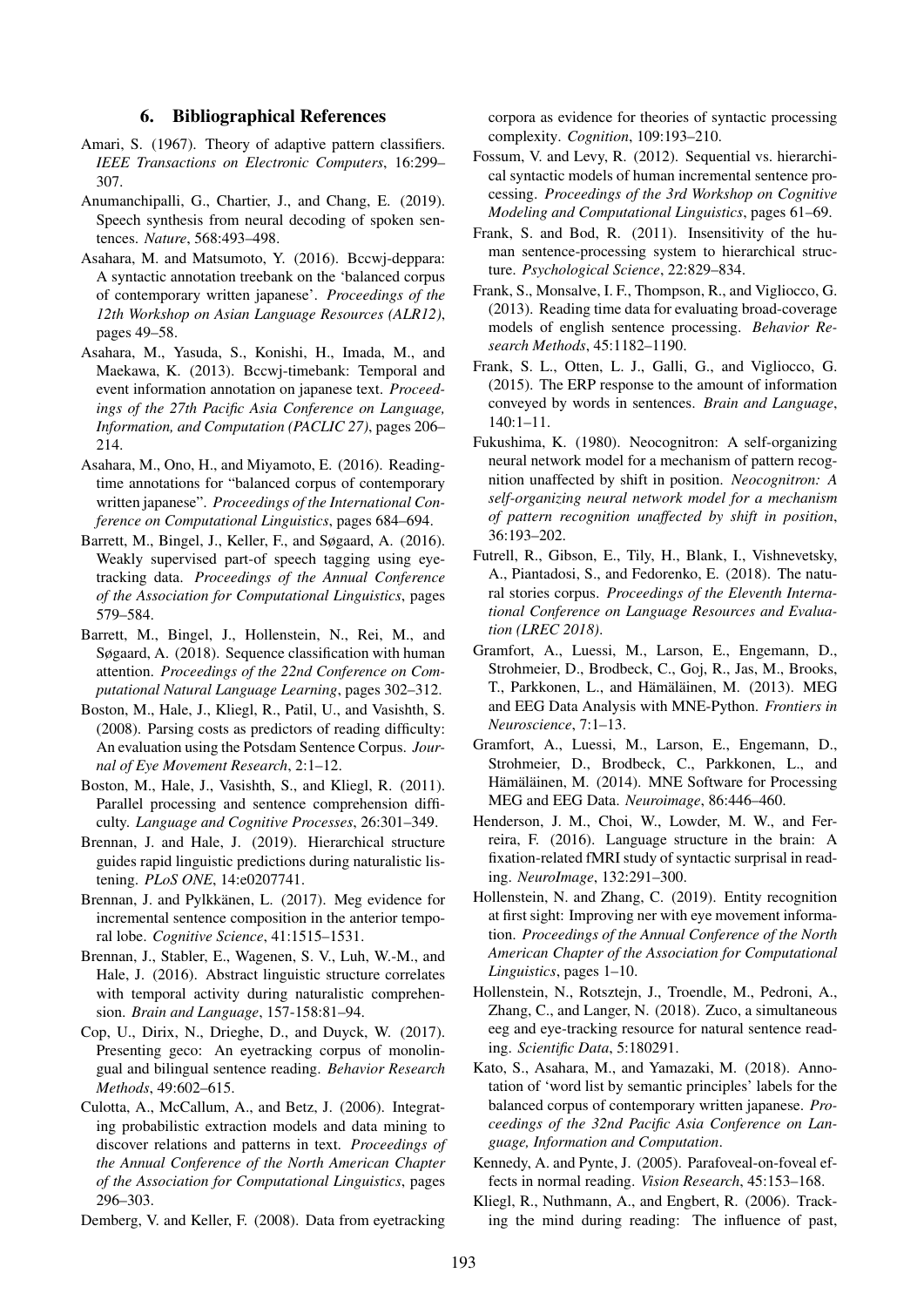## 6. Bibliographical References

Amari, S. (1967). Theory of adaptive pattern classifiers. *IEEE Transactions on Electronic Computers*, 16:299–307.

Anumanchipalli, G., Chartier, J., and Chang, E. (2019). Speech synthesis from neural decoding of spoken sentences. *Nature*, 568:493–498.

Asahara, M. and Matsumoto, Y. (2016). Bccwj-deppara: A syntactic annotation treebank on the 'balanced corpus of contemporary written japanese'. *Proceedings of the 12th Workshop on Asian Language Resources (ALR12)*, pages 49–58.

Asahara, M., Yasuda, S., Konishi, H., Imada, M., and Maekawa, K. (2013). Bccwj-timebank: Temporal and event information annotation on japanese text. *Proceedings of the 27th Pacific Asia Conference on Language, Information, and Computation (PACLIC 27)*, pages 206–214.

Asahara, M., Ono, H., and Miyamoto, E. (2016). Reading-time annotations for "balanced corpus of contemporary written japanese". *Proceedings of the International Conference on Computational Linguistics*, pages 684–694.

Barrett, M., Bingel, J., Keller, F., and Søgaard, A. (2016). Weakly supervised part-of speech tagging using eye-tracking data. *Proceedings of the Annual Conference of the Association for Computational Linguistics*, pages 579–584.

Barrett, M., Bingel, J., Hollenstein, N., Rei, M., and Søgaard, A. (2018). Sequence classification with human attention. *Proceedings of the 22nd Conference on Computational Natural Language Learning*, pages 302–312.

Boston, M., Hale, J., Kliegl, R., Patil, U., and Vasishth, S. (2008). Parsing costs as predictors of reading difficulty: An evaluation using the Potsdam Sentence Corpus. *Journal of Eye Movement Research*, 2:1–12.

Boston, M., Hale, J., Vasishth, S., and Kliegl, R. (2011). Parallel processing and sentence comprehension difficulty. *Language and Cognitive Processes*, 26:301–349.

Brennan, J. and Hale, J. (2019). Hierarchical structure guides rapid linguistic predictions during naturalistic listening. *PLoS ONE*, 14:e0207741.

Brennan, J. and Pylkkänen, L. (2017). Meg evidence for incremental sentence composition in the anterior temporal lobe. *Cognitive Science*, 41:1515–1531.

Brennan, J., Stabler, E., Wagenen, S. V., Luh, W.-M., and Hale, J. (2016). Abstract linguistic structure correlates with temporal activity during naturalistic comprehension. *Brain and Language*, 157-158:81–94.

Cop, U., Dirix, N., Drieghe, D., and Duyck, W. (2017). Presenting geco: An eyetracking corpus of monolingual and bilingual sentence reading. *Behavior Research Methods*, 49:602–615.

Culotta, A., McCallum, A., and Betz, J. (2006). Integrating probabilistic extraction models and data mining to discover relations and patterns in text. *Proceedings of the Annual Conference of the North American Chapter of the Association for Computational Linguistics*, pages 296–303.

Demberg, V. and Keller, F. (2008). Data from eyetracking corpora as evidence for theories of syntactic processing complexity. *Cognition*, 109:193–210.

Fossum, V. and Levy, R. (2012). Sequential vs. hierarchical syntactic models of human incremental sentence processing. *Proceedings of the 3rd Workshop on Cognitive Modeling and Computational Linguistics*, pages 61–69.

Frank, S. and Bod, R. (2011). Insensitivity of the human sentence-processing system to hierarchical structure. *Psychological Science*, 22:829–834.

Frank, S., Monsalve, I. F., Thompson, R., and Vigliocco, G. (2013). Reading time data for evaluating broad-coverage models of english sentence processing. *Behavior Research Methods*, 45:1182–1190.

Frank, S. L., Otten, L. J., Galli, G., and Vigliocco, G. (2015). The ERP response to the amount of information conveyed by words in sentences. *Brain and Language*, 140:1–11.

Fukushima, K. (1980). Neocognitron: A self-organizing neural network model for a mechanism of pattern recognition unaffected by shift in position. *Neocognitron: A self-organizing neural network model for a mechanism of pattern recognition unaffected by shift in position*, 36:193–202.

Futrell, R., Gibson, E., Tily, H., Blank, I., Vishnevetsky, A., Piantadosi, S., and Fedorenko, E. (2018). The natural stories corpus. *Proceedings of the Eleventh International Conference on Language Resources and Evaluation (LREC 2018)*.

Gramfort, A., Luessi, M., Larson, E., Engemann, D., Strohmeier, D., Brodbeck, C., Goj, R., Jas, M., Brooks, T., Parkkonen, L., and Hämäläinen, M. (2013). MEG and EEG Data Analysis with MNE-Python. *Frontiers in Neuroscience*, 7:1–13.

Gramfort, A., Luessi, M., Larson, E., Engemann, D., Strohmeier, D., Brodbeck, C., Parkkonen, L., and Hämäläinen, M. (2014). MNE Software for Processing MEG and EEG Data. *Neuroimage*, 86:446–460.

Henderson, J. M., Choi, W., Lowder, M. W., and Ferreira, F. (2016). Language structure in the brain: A fixation-related fMRI study of syntactic surprisal in reading. *NeuroImage*, 132:291–300.

Hollenstein, N. and Zhang, C. (2019). Entity recognition at first sight: Improving ner with eye movement information. *Proceedings of the Annual Conference of the North American Chapter of the Association for Computational Linguistics*, pages 1–10.

Hollenstein, N., Rotsztejn, J., Troendle, M., Pedroni, A., Zhang, C., and Langer, N. (2018). Zuco, a simultaneous eeg and eye-tracking resource for natural sentence reading. *Scientific Data*, 5:180291.

Kato, S., Asahara, M., and Yamazaki, M. (2018). Annotation of 'word list by semantic principles' labels for the balanced corpus of contemporary written japanese. *Proceedings of the 32nd Pacific Asia Conference on Language, Information and Computation*.

Kennedy, A. and Pynte, J. (2005). Parafoveal-on-foveal effects in normal reading. *Vision Research*, 45:153–168.

Kliegl, R., Nuthmann, A., and Engbert, R. (2006). Tracking the mind during reading: The influence of past,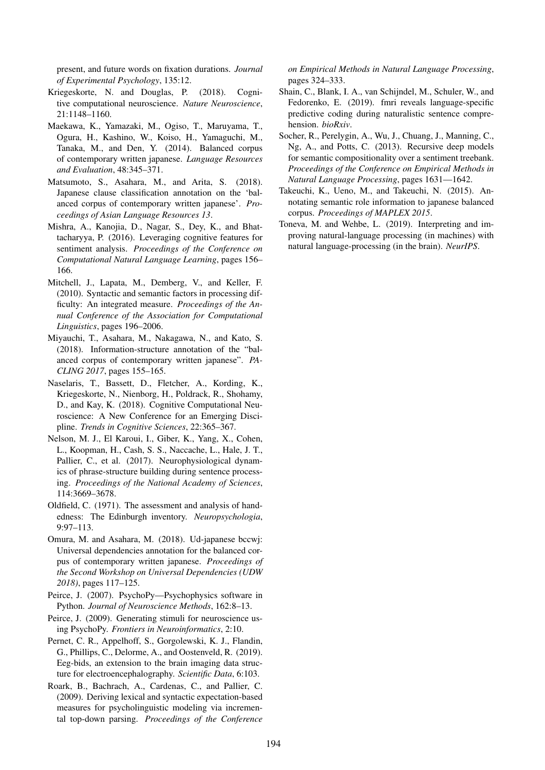present, and future words on fixation durations. *Journal of Experimental Psychology*, 135:12.

Kriegeskorte, N. and Douglas, P. (2018). Cognitive computational neuroscience. *Nature Neuroscience*, 21:1148–1160.

Maekawa, K., Yamazaki, M., Ogiso, T., Maruyama, T., Ogura, H., Kashino, W., Koiso, H., Yamaguchi, M., Tanaka, M., and Den, Y. (2014). Balanced corpus of contemporary written japanese. *Language Resources and Evaluation*, 48:345–371.

Matsumoto, S., Asahara, M., and Arita, S. (2018). Japanese clause classification annotation on the 'balanced corpus of contemporary written japanese'. *Proceedings of Asian Language Resources 13*.

Mishra, A., Kanojia, D., Nagar, S., Dey, K., and Bhattacharyya, P. (2016). Leveraging cognitive features for sentiment analysis. *Proceedings of the Conference on Computational Natural Language Learning*, pages 156–166.

Mitchell, J., Lapata, M., Demberg, V., and Keller, F. (2010). Syntactic and semantic factors in processing difficulty: An integrated measure. *Proceedings of the Annual Conference of the Association for Computational Linguistics*, pages 196–2006.

Miyauchi, T., Asahara, M., Nakagawa, N., and Kato, S. (2018). Information-structure annotation of the "balanced corpus of contemporary written japanese". *PACLING 2017*, pages 155–165.

Naselaris, T., Bassett, D., Fletcher, A., Kording, K., Kriegeskorte, N., Nienborg, H., Poldrack, R., Shohamy, D., and Kay, K. (2018). Cognitive Computational Neuroscience: A New Conference for an Emerging Discipline. *Trends in Cognitive Sciences*, 22:365–367.

Nelson, M. J., El Karoui, I., Giber, K., Yang, X., Cohen, L., Koopman, H., Cash, S. S., Naccache, L., Hale, J. T., Pallier, C., et al. (2017). Neurophysiological dynamics of phrase-structure building during sentence processing. *Proceedings of the National Academy of Sciences*, 114:3669–3678.

Oldfield, C. (1971). The assessment and analysis of handedness: The Edinburgh inventory. *Neuropsychologia*, 9:97–113.

Omura, M. and Asahara, M. (2018). Ud-japanese bccwj: Universal dependencies annotation for the balanced corpus of contemporary written japanese. *Proceedings of the Second Workshop on Universal Dependencies (UDW 2018)*, pages 117–125.

Peirce, J. (2007). PsychoPy—Psychophysics software in Python. *Journal of Neuroscience Methods*, 162:8–13.

Peirce, J. (2009). Generating stimuli for neuroscience using PsychoPy. *Frontiers in Neuroinformatics*, 2:10.

Pernet, C. R., Appelhoff, S., Gorgolewski, K. J., Flandin, G., Phillips, C., Delorme, A., and Oostenveld, R. (2019). Eeg-bids, an extension to the brain imaging data structure for electroencephalography. *Scientific Data*, 6:103.

Roark, B., Bachrach, A., Cardenas, C., and Pallier, C. (2009). Deriving lexical and syntactic expectation-based measures for psycholinguistic modeling via incremental top-down parsing. *Proceedings of the Conference on Empirical Methods in Natural Language Processing*, pages 324–333.

Shain, C., Blank, I. A., van Schijndel, M., Schuler, W., and Fedorenko, E. (2019). fmri reveals language-specific predictive coding during naturalistic sentence comprehension. *bioRxiv*.

Socher, R., Perelygin, A., Wu, J., Chuang, J., Manning, C., Ng, A., and Potts, C. (2013). Recursive deep models for semantic compositionality over a sentiment treebank. *Proceedings of the Conference on Empirical Methods in Natural Language Processing*, pages 1631—1642.

Takeuchi, K., Ueno, M., and Takeuchi, N. (2015). Annotating semantic role information to japanese balanced corpus. *Proceedings of MAPLEX 2015*.

Toneva, M. and Wehbe, L. (2019). Interpreting and improving natural-language processing (in machines) with natural language-processing (in the brain). *NeurIPS*.